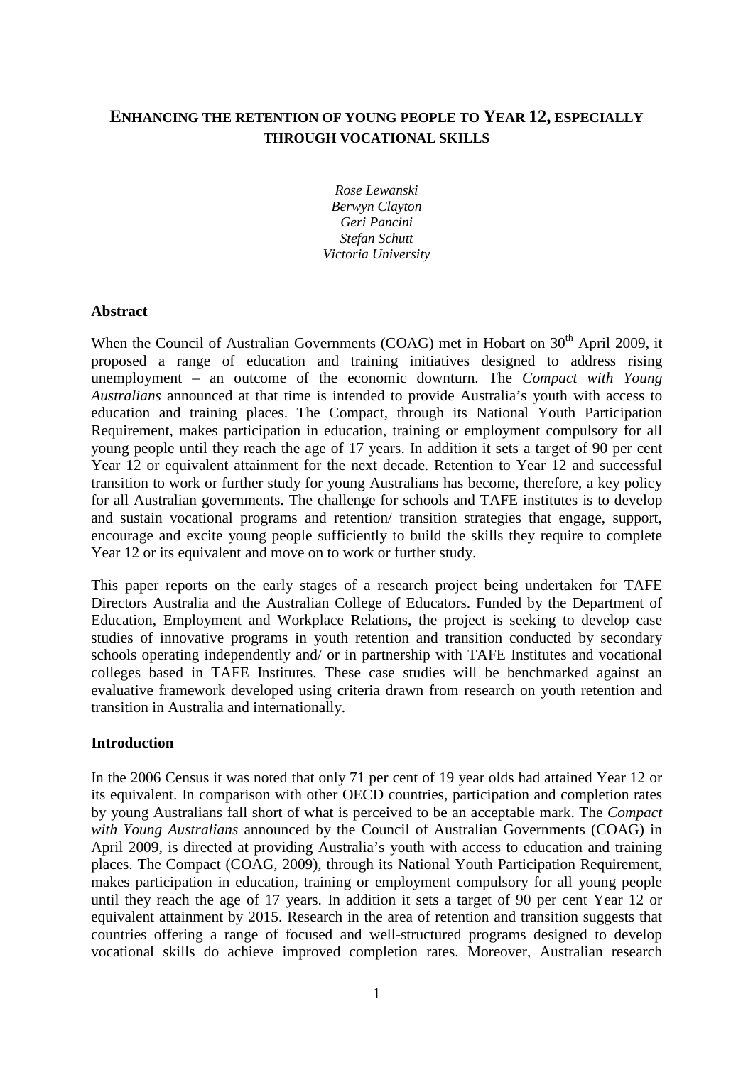# ENHANCING THE RETENTION OF YOUNG PEOPLE TO YEAR 12, ESPECIALLY THROUGH VOCATIONAL SKILLS

*Rose Lewanski*
*Berwyn Clayton*
*Geri Pancini*
*Stefan Schutt*
*Victoria University*

## Abstract

When the Council of Australian Governments (COAG) met in Hobart on 30th April 2009, it proposed a range of education and training initiatives designed to address rising unemployment – an outcome of the economic downturn. The *Compact with Young Australians* announced at that time is intended to provide Australia's youth with access to education and training places. The Compact, through its National Youth Participation Requirement, makes participation in education, training or employment compulsory for all young people until they reach the age of 17 years. In addition it sets a target of 90 per cent Year 12 or equivalent attainment for the next decade. Retention to Year 12 and successful transition to work or further study for young Australians has become, therefore, a key policy for all Australian governments. The challenge for schools and TAFE institutes is to develop and sustain vocational programs and retention/ transition strategies that engage, support, encourage and excite young people sufficiently to build the skills they require to complete Year 12 or its equivalent and move on to work or further study.

This paper reports on the early stages of a research project being undertaken for TAFE Directors Australia and the Australian College of Educators. Funded by the Department of Education, Employment and Workplace Relations, the project is seeking to develop case studies of innovative programs in youth retention and transition conducted by secondary schools operating independently and/ or in partnership with TAFE Institutes and vocational colleges based in TAFE Institutes. These case studies will be benchmarked against an evaluative framework developed using criteria drawn from research on youth retention and transition in Australia and internationally.

## Introduction

In the 2006 Census it was noted that only 71 per cent of 19 year olds had attained Year 12 or its equivalent. In comparison with other OECD countries, participation and completion rates by young Australians fall short of what is perceived to be an acceptable mark. The *Compact with Young Australians* announced by the Council of Australian Governments (COAG) in April 2009, is directed at providing Australia's youth with access to education and training places. The Compact (COAG, 2009), through its National Youth Participation Requirement, makes participation in education, training or employment compulsory for all young people until they reach the age of 17 years. In addition it sets a target of 90 per cent Year 12 or equivalent attainment by 2015. Research in the area of retention and transition suggests that countries offering a range of focused and well-structured programs designed to develop vocational skills do achieve improved completion rates. Moreover, Australian research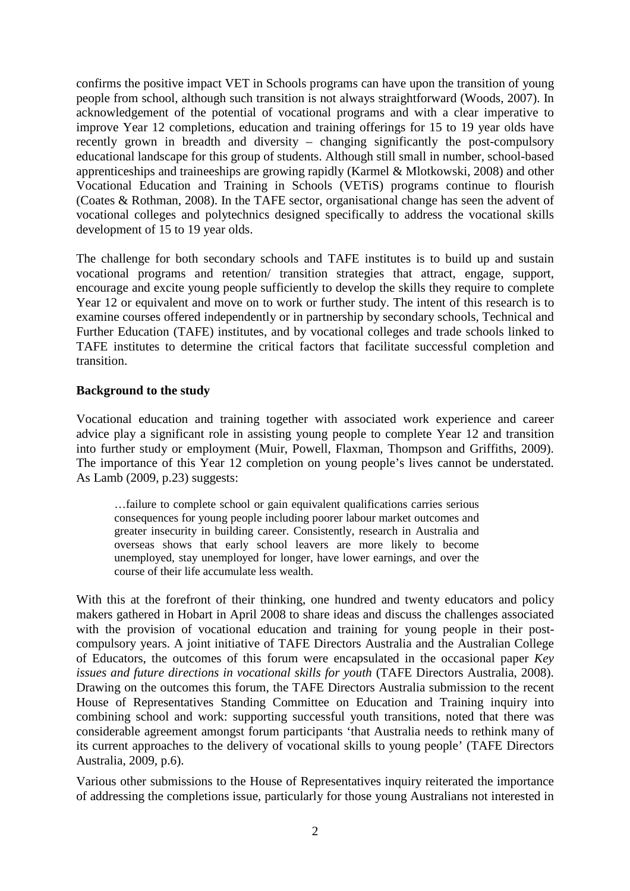confirms the positive impact VET in Schools programs can have upon the transition of young people from school, although such transition is not always straightforward (Woods, 2007). In acknowledgement of the potential of vocational programs and with a clear imperative to improve Year 12 completions, education and training offerings for 15 to 19 year olds have recently grown in breadth and diversity – changing significantly the post-compulsory educational landscape for this group of students. Although still small in number, school-based apprenticeships and traineeships are growing rapidly (Karmel & Mlotkowski, 2008) and other Vocational Education and Training in Schools (VETiS) programs continue to flourish (Coates & Rothman, 2008). In the TAFE sector, organisational change has seen the advent of vocational colleges and polytechnics designed specifically to address the vocational skills development of 15 to 19 year olds.

The challenge for both secondary schools and TAFE institutes is to build up and sustain vocational programs and retention/ transition strategies that attract, engage, support, encourage and excite young people sufficiently to develop the skills they require to complete Year 12 or equivalent and move on to work or further study. The intent of this research is to examine courses offered independently or in partnership by secondary schools, Technical and Further Education (TAFE) institutes, and by vocational colleges and trade schools linked to TAFE institutes to determine the critical factors that facilitate successful completion and transition.

## Background to the study

Vocational education and training together with associated work experience and career advice play a significant role in assisting young people to complete Year 12 and transition into further study or employment (Muir, Powell, Flaxman, Thompson and Griffiths, 2009). The importance of this Year 12 completion on young people's lives cannot be understated. As Lamb (2009, p.23) suggests:

> …failure to complete school or gain equivalent qualifications carries serious consequences for young people including poorer labour market outcomes and greater insecurity in building career. Consistently, research in Australia and overseas shows that early school leavers are more likely to become unemployed, stay unemployed for longer, have lower earnings, and over the course of their life accumulate less wealth.

With this at the forefront of their thinking, one hundred and twenty educators and policy makers gathered in Hobart in April 2008 to share ideas and discuss the challenges associated with the provision of vocational education and training for young people in their post-compulsory years. A joint initiative of TAFE Directors Australia and the Australian College of Educators, the outcomes of this forum were encapsulated in the occasional paper *Key issues and future directions in vocational skills for youth* (TAFE Directors Australia, 2008). Drawing on the outcomes this forum, the TAFE Directors Australia submission to the recent House of Representatives Standing Committee on Education and Training inquiry into combining school and work: supporting successful youth transitions, noted that there was considerable agreement amongst forum participants 'that Australia needs to rethink many of its current approaches to the delivery of vocational skills to young people' (TAFE Directors Australia, 2009, p.6).

Various other submissions to the House of Representatives inquiry reiterated the importance of addressing the completions issue, particularly for those young Australians not interested in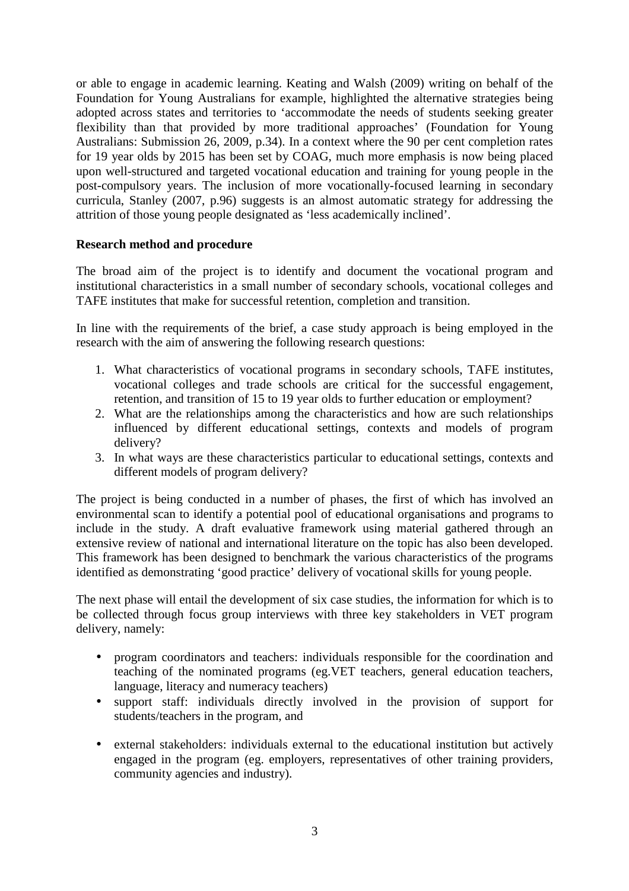or able to engage in academic learning. Keating and Walsh (2009) writing on behalf of the Foundation for Young Australians for example, highlighted the alternative strategies being adopted across states and territories to 'accommodate the needs of students seeking greater flexibility than that provided by more traditional approaches' (Foundation for Young Australians: Submission 26, 2009, p.34). In a context where the 90 per cent completion rates for 19 year olds by 2015 has been set by COAG, much more emphasis is now being placed upon well-structured and targeted vocational education and training for young people in the post-compulsory years. The inclusion of more vocationally-focused learning in secondary curricula, Stanley (2007, p.96) suggests is an almost automatic strategy for addressing the attrition of those young people designated as 'less academically inclined'.

**Research method and procedure**

The broad aim of the project is to identify and document the vocational program and institutional characteristics in a small number of secondary schools, vocational colleges and TAFE institutes that make for successful retention, completion and transition.

In line with the requirements of the brief, a case study approach is being employed in the research with the aim of answering the following research questions:

1. What characteristics of vocational programs in secondary schools, TAFE institutes, vocational colleges and trade schools are critical for the successful engagement, retention, and transition of 15 to 19 year olds to further education or employment?
2. What are the relationships among the characteristics and how are such relationships influenced by different educational settings, contexts and models of program delivery?
3. In what ways are these characteristics particular to educational settings, contexts and different models of program delivery?

The project is being conducted in a number of phases, the first of which has involved an environmental scan to identify a potential pool of educational organisations and programs to include in the study. A draft evaluative framework using material gathered through an extensive review of national and international literature on the topic has also been developed. This framework has been designed to benchmark the various characteristics of the programs identified as demonstrating 'good practice' delivery of vocational skills for young people.

The next phase will entail the development of six case studies, the information for which is to be collected through focus group interviews with three key stakeholders in VET program delivery, namely:

- program coordinators and teachers: individuals responsible for the coordination and teaching of the nominated programs (eg.VET teachers, general education teachers, language, literacy and numeracy teachers)
- support staff: individuals directly involved in the provision of support for students/teachers in the program, and
- external stakeholders: individuals external to the educational institution but actively engaged in the program (eg. employers, representatives of other training providers, community agencies and industry).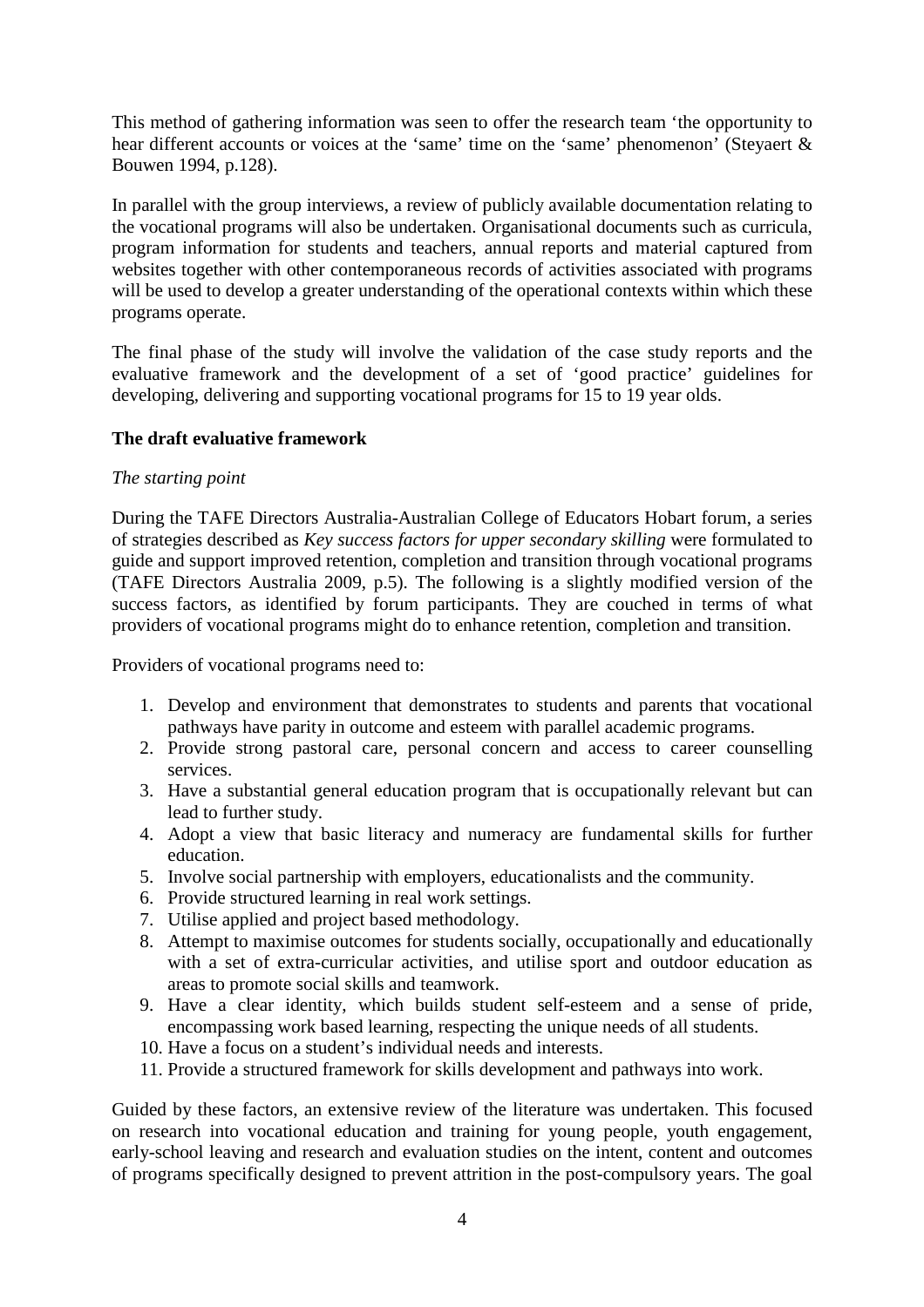This method of gathering information was seen to offer the research team 'the opportunity to hear different accounts or voices at the 'same' time on the 'same' phenomenon' (Steyaert & Bouwen 1994, p.128).

In parallel with the group interviews, a review of publicly available documentation relating to the vocational programs will also be undertaken. Organisational documents such as curricula, program information for students and teachers, annual reports and material captured from websites together with other contemporaneous records of activities associated with programs will be used to develop a greater understanding of the operational contexts within which these programs operate.

The final phase of the study will involve the validation of the case study reports and the evaluative framework and the development of a set of 'good practice' guidelines for developing, delivering and supporting vocational programs for 15 to 19 year olds.

**The draft evaluative framework**

*The starting point*

During the TAFE Directors Australia-Australian College of Educators Hobart forum, a series of strategies described as *Key success factors for upper secondary skilling* were formulated to guide and support improved retention, completion and transition through vocational programs (TAFE Directors Australia 2009, p.5). The following is a slightly modified version of the success factors, as identified by forum participants. They are couched in terms of what providers of vocational programs might do to enhance retention, completion and transition.

Providers of vocational programs need to:

1. Develop and environment that demonstrates to students and parents that vocational pathways have parity in outcome and esteem with parallel academic programs.
2. Provide strong pastoral care, personal concern and access to career counselling services.
3. Have a substantial general education program that is occupationally relevant but can lead to further study.
4. Adopt a view that basic literacy and numeracy are fundamental skills for further education.
5. Involve social partnership with employers, educationalists and the community.
6. Provide structured learning in real work settings.
7. Utilise applied and project based methodology.
8. Attempt to maximise outcomes for students socially, occupationally and educationally with a set of extra-curricular activities, and utilise sport and outdoor education as areas to promote social skills and teamwork.
9. Have a clear identity, which builds student self-esteem and a sense of pride, encompassing work based learning, respecting the unique needs of all students.
10. Have a focus on a student's individual needs and interests.
11. Provide a structured framework for skills development and pathways into work.

Guided by these factors, an extensive review of the literature was undertaken. This focused on research into vocational education and training for young people, youth engagement, early-school leaving and research and evaluation studies on the intent, content and outcomes of programs specifically designed to prevent attrition in the post-compulsory years. The goal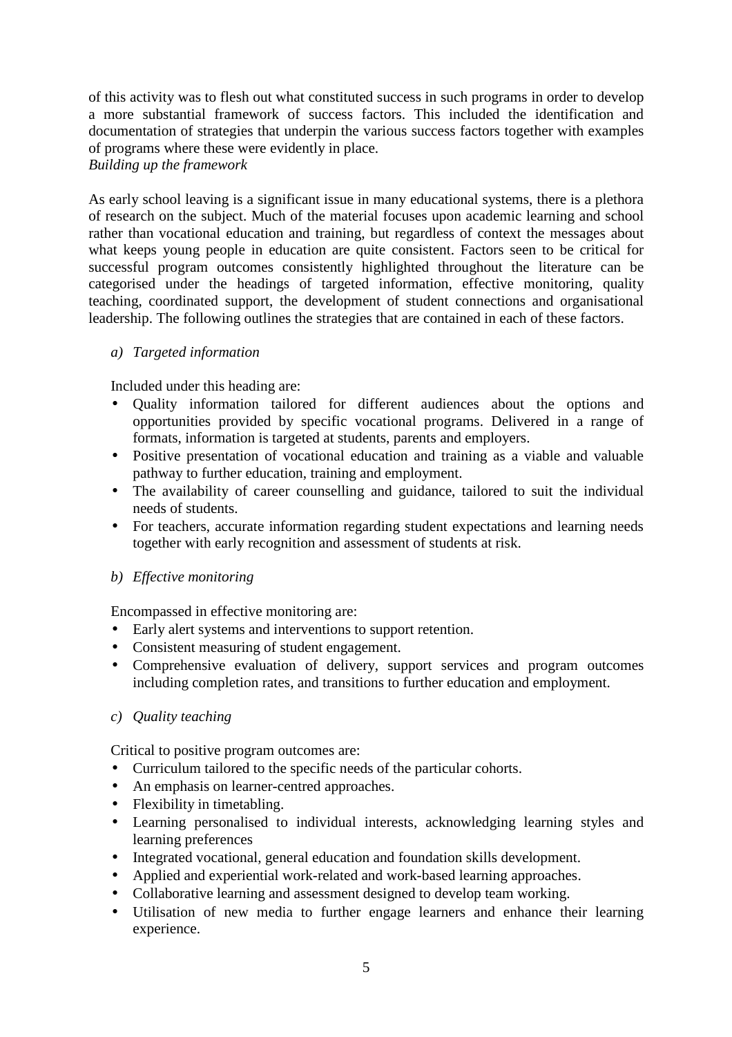of this activity was to flesh out what constituted success in such programs in order to develop a more substantial framework of success factors. This included the identification and documentation of strategies that underpin the various success factors together with examples of programs where these were evidently in place.

*Building up the framework*

As early school leaving is a significant issue in many educational systems, there is a plethora of research on the subject. Much of the material focuses upon academic learning and school rather than vocational education and training, but regardless of context the messages about what keeps young people in education are quite consistent. Factors seen to be critical for successful program outcomes consistently highlighted throughout the literature can be categorised under the headings of targeted information, effective monitoring, quality teaching, coordinated support, the development of student connections and organisational leadership. The following outlines the strategies that are contained in each of these factors.

*a) Targeted information*

Included under this heading are:

- Quality information tailored for different audiences about the options and opportunities provided by specific vocational programs. Delivered in a range of formats, information is targeted at students, parents and employers.
- Positive presentation of vocational education and training as a viable and valuable pathway to further education, training and employment.
- The availability of career counselling and guidance, tailored to suit the individual needs of students.
- For teachers, accurate information regarding student expectations and learning needs together with early recognition and assessment of students at risk.

*b) Effective monitoring*

Encompassed in effective monitoring are:

- Early alert systems and interventions to support retention.
- Consistent measuring of student engagement.
- Comprehensive evaluation of delivery, support services and program outcomes including completion rates, and transitions to further education and employment.

*c) Quality teaching*

Critical to positive program outcomes are:

- Curriculum tailored to the specific needs of the particular cohorts.
- An emphasis on learner-centred approaches.
- Flexibility in timetabling.
- Learning personalised to individual interests, acknowledging learning styles and learning preferences
- Integrated vocational, general education and foundation skills development.
- Applied and experiential work-related and work-based learning approaches.
- Collaborative learning and assessment designed to develop team working.
- Utilisation of new media to further engage learners and enhance their learning experience.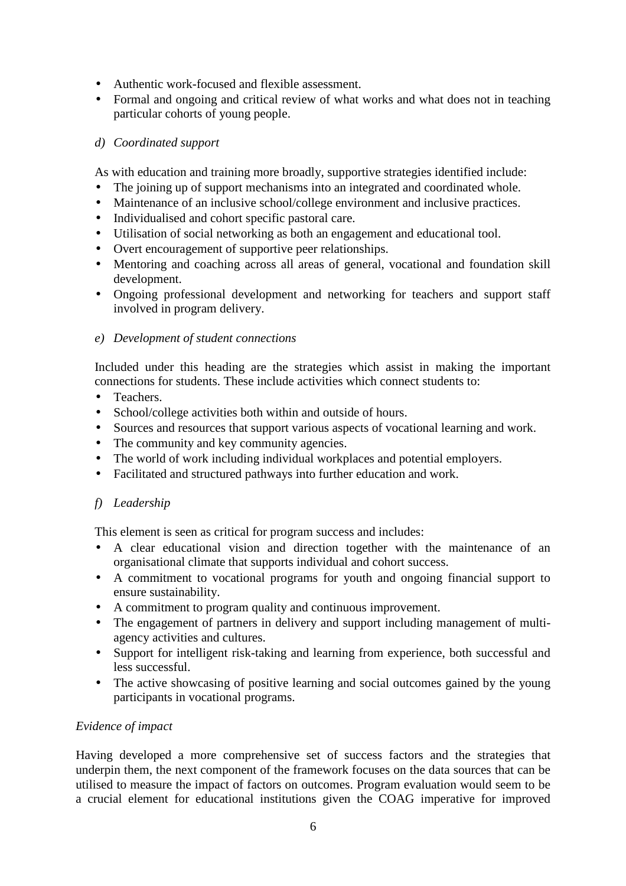- Authentic work-focused and flexible assessment.
- Formal and ongoing and critical review of what works and what does not in teaching particular cohorts of young people.

*d) Coordinated support*

As with education and training more broadly, supportive strategies identified include:

- The joining up of support mechanisms into an integrated and coordinated whole.
- Maintenance of an inclusive school/college environment and inclusive practices.
- Individualised and cohort specific pastoral care.
- Utilisation of social networking as both an engagement and educational tool.
- Overt encouragement of supportive peer relationships.
- Mentoring and coaching across all areas of general, vocational and foundation skill development.
- Ongoing professional development and networking for teachers and support staff involved in program delivery.

*e) Development of student connections*

Included under this heading are the strategies which assist in making the important connections for students. These include activities which connect students to:

- Teachers.
- School/college activities both within and outside of hours.
- Sources and resources that support various aspects of vocational learning and work.
- The community and key community agencies.
- The world of work including individual workplaces and potential employers.
- Facilitated and structured pathways into further education and work.

*f) Leadership*

This element is seen as critical for program success and includes:

- A clear educational vision and direction together with the maintenance of an organisational climate that supports individual and cohort success.
- A commitment to vocational programs for youth and ongoing financial support to ensure sustainability.
- A commitment to program quality and continuous improvement.
- The engagement of partners in delivery and support including management of multi-agency activities and cultures.
- Support for intelligent risk-taking and learning from experience, both successful and less successful.
- The active showcasing of positive learning and social outcomes gained by the young participants in vocational programs.

*Evidence of impact*

Having developed a more comprehensive set of success factors and the strategies that underpin them, the next component of the framework focuses on the data sources that can be utilised to measure the impact of factors on outcomes. Program evaluation would seem to be a crucial element for educational institutions given the COAG imperative for improved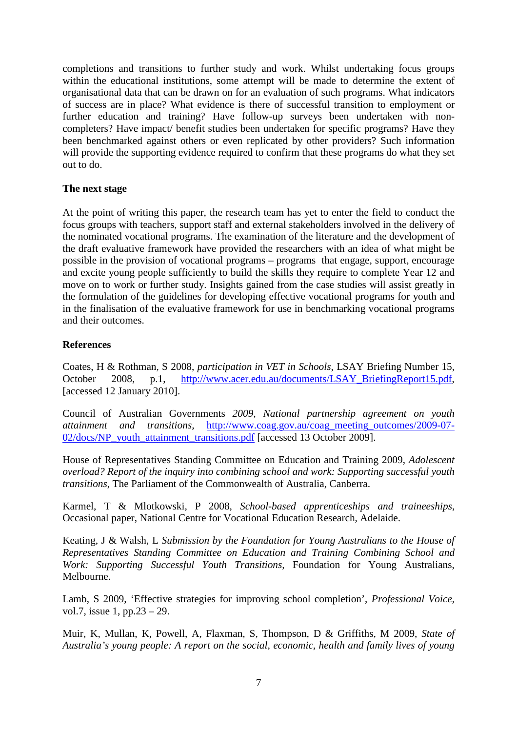completions and transitions to further study and work. Whilst undertaking focus groups within the educational institutions, some attempt will be made to determine the extent of organisational data that can be drawn on for an evaluation of such programs. What indicators of success are in place? What evidence is there of successful transition to employment or further education and training? Have follow-up surveys been undertaken with non-completers? Have impact/ benefit studies been undertaken for specific programs? Have they been benchmarked against others or even replicated by other providers? Such information will provide the supporting evidence required to confirm that these programs do what they set out to do.

**The next stage**

At the point of writing this paper, the research team has yet to enter the field to conduct the focus groups with teachers, support staff and external stakeholders involved in the delivery of the nominated vocational programs. The examination of the literature and the development of the draft evaluative framework have provided the researchers with an idea of what might be possible in the provision of vocational programs – programs that engage, support, encourage and excite young people sufficiently to build the skills they require to complete Year 12 and move on to work or further study. Insights gained from the case studies will assist greatly in the formulation of the guidelines for developing effective vocational programs for youth and in the finalisation of the evaluative framework for use in benchmarking vocational programs and their outcomes.

**References**

Coates, H & Rothman, S 2008, *participation in VET in Schools,* LSAY Briefing Number 15, October 2008, p.1, http://www.acer.edu.au/documents/LSAY_BriefingReport15.pdf, [accessed 12 January 2010].

Council of Australian Governments *2009, National partnership agreement on youth attainment and transitions,* http://www.coag.gov.au/coag_meeting_outcomes/2009-07-02/docs/NP_youth_attainment_transitions.pdf [accessed 13 October 2009].

House of Representatives Standing Committee on Education and Training 2009, *Adolescent overload? Report of the inquiry into combining school and work: Supporting successful youth transitions*, The Parliament of the Commonwealth of Australia, Canberra.

Karmel, T & Mlotkowski, P 2008, *School-based apprenticeships and traineeships*, Occasional paper, National Centre for Vocational Education Research, Adelaide.

Keating, J & Walsh, L *Submission by the Foundation for Young Australians to the House of Representatives Standing Committee on Education and Training Combining School and Work: Supporting Successful Youth Transitions,* Foundation for Young Australians, Melbourne.

Lamb, S 2009, 'Effective strategies for improving school completion', *Professional Voice*, vol.7, issue 1, pp.23 – 29.

Muir, K, Mullan, K, Powell, A, Flaxman, S, Thompson, D & Griffiths, M 2009, *State of Australia's young people: A report on the social, economic, health and family lives of young*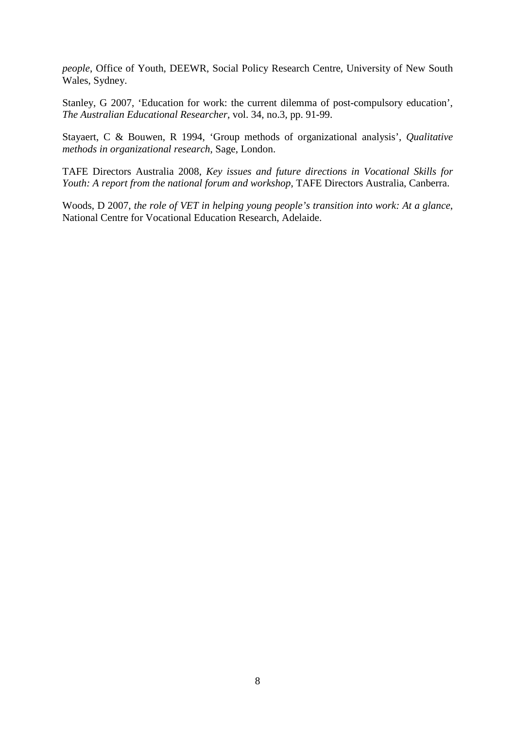*people*, Office of Youth, DEEWR, Social Policy Research Centre, University of New South Wales, Sydney.

Stanley, G 2007, 'Education for work: the current dilemma of post-compulsory education', *The Australian Educational Researcher*, vol. 34, no.3, pp. 91-99.

Stayaert, C & Bouwen, R 1994, 'Group methods of organizational analysis', *Qualitative methods in organizational research*, Sage, London.

TAFE Directors Australia 2008, *Key issues and future directions in Vocational Skills for Youth: A report from the national forum and workshop*, TAFE Directors Australia, Canberra.

Woods, D 2007, *the role of VET in helping young people's transition into work: At a glance*, National Centre for Vocational Education Research, Adelaide.